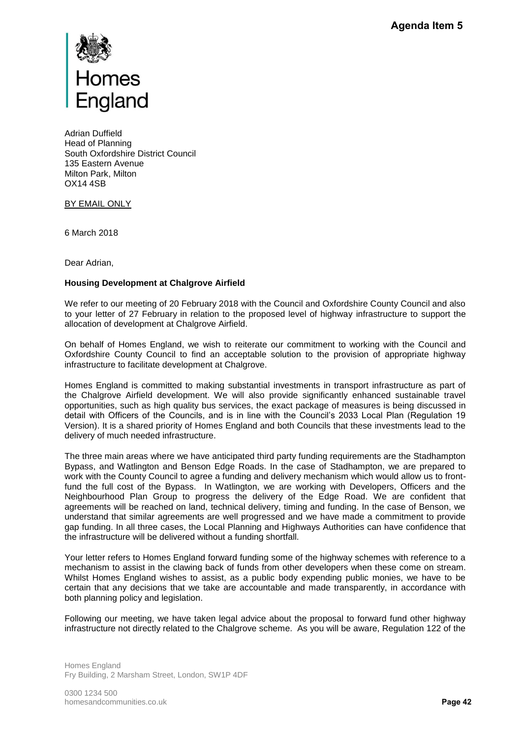Homes England

Adrian Duffield
Head of Planning
South Oxfordshire District Council
135 Eastern Avenue
Milton Park, Milton
OX14 4SB

BY EMAIL ONLY

6 March 2018

Dear Adrian,

**Housing Development at Chalgrove Airfield**

We refer to our meeting of 20 February 2018 with the Council and Oxfordshire County Council and also to your letter of 27 February in relation to the proposed level of highway infrastructure to support the allocation of development at Chalgrove Airfield.

On behalf of Homes England, we wish to reiterate our commitment to working with the Council and Oxfordshire County Council to find an acceptable solution to the provision of appropriate highway infrastructure to facilitate development at Chalgrove.

Homes England is committed to making substantial investments in transport infrastructure as part of the Chalgrove Airfield development. We will also provide significantly enhanced sustainable travel opportunities, such as high quality bus services, the exact package of measures is being discussed in detail with Officers of the Councils, and is in line with the Council's 2033 Local Plan (Regulation 19 Version). It is a shared priority of Homes England and both Councils that these investments lead to the delivery of much needed infrastructure.

The three main areas where we have anticipated third party funding requirements are the Stadhampton Bypass, and Watlington and Benson Edge Roads. In the case of Stadhampton, we are prepared to work with the County Council to agree a funding and delivery mechanism which would allow us to front-fund the full cost of the Bypass. In Watlington, we are working with Developers, Officers and the Neighbourhood Plan Group to progress the delivery of the Edge Road. We are confident that agreements will be reached on land, technical delivery, timing and funding. In the case of Benson, we understand that similar agreements are well progressed and we have made a commitment to provide gap funding. In all three cases, the Local Planning and Highways Authorities can have confidence that the infrastructure will be delivered without a funding shortfall.

Your letter refers to Homes England forward funding some of the highway schemes with reference to a mechanism to assist in the clawing back of funds from other developers when these come on stream. Whilst Homes England wishes to assist, as a public body expending public monies, we have to be certain that any decisions that we take are accountable and made transparently, in accordance with both planning policy and legislation.

Following our meeting, we have taken legal advice about the proposal to forward fund other highway infrastructure not directly related to the Chalgrove scheme. As you will be aware, Regulation 122 of the

Homes England
Fry Building, 2 Marsham Street, London, SW1P 4DF

0300 1234 500
homesandcommunities.co.uk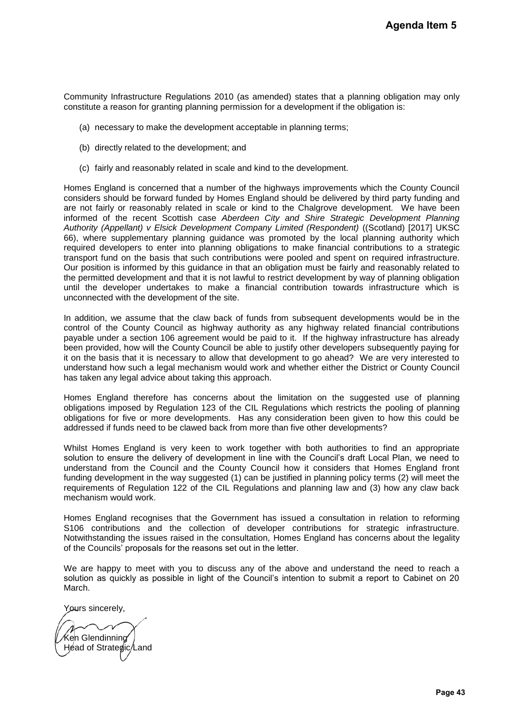Community Infrastructure Regulations 2010 (as amended) states that a planning obligation may only constitute a reason for granting planning permission for a development if the obligation is:

(a) necessary to make the development acceptable in planning terms;

(b) directly related to the development; and

(c) fairly and reasonably related in scale and kind to the development.

Homes England is concerned that a number of the highways improvements which the County Council considers should be forward funded by Homes England should be delivered by third party funding and are not fairly or reasonably related in scale or kind to the Chalgrove development. We have been informed of the recent Scottish case *Aberdeen City and Shire Strategic Development Planning Authority (Appellant) v Elsick Development Company Limited (Respondent)* ((Scotland) [2017] UKSC 66), where supplementary planning guidance was promoted by the local planning authority which required developers to enter into planning obligations to make financial contributions to a strategic transport fund on the basis that such contributions were pooled and spent on required infrastructure. Our position is informed by this guidance in that an obligation must be fairly and reasonably related to the permitted development and that it is not lawful to restrict development by way of planning obligation until the developer undertakes to make a financial contribution towards infrastructure which is unconnected with the development of the site.

In addition, we assume that the claw back of funds from subsequent developments would be in the control of the County Council as highway authority as any highway related financial contributions payable under a section 106 agreement would be paid to it. If the highway infrastructure has already been provided, how will the County Council be able to justify other developers subsequently paying for it on the basis that it is necessary to allow that development to go ahead? We are very interested to understand how such a legal mechanism would work and whether either the District or County Council has taken any legal advice about taking this approach.

Homes England therefore has concerns about the limitation on the suggested use of planning obligations imposed by Regulation 123 of the CIL Regulations which restricts the pooling of planning obligations for five or more developments. Has any consideration been given to how this could be addressed if funds need to be clawed back from more than five other developments?

Whilst Homes England is very keen to work together with both authorities to find an appropriate solution to ensure the delivery of development in line with the Council's draft Local Plan, we need to understand from the Council and the County Council how it considers that Homes England front funding development in the way suggested (1) can be justified in planning policy terms (2) will meet the requirements of Regulation 122 of the CIL Regulations and planning law and (3) how any claw back mechanism would work.

Homes England recognises that the Government has issued a consultation in relation to reforming S106 contributions and the collection of developer contributions for strategic infrastructure. Notwithstanding the issues raised in the consultation, Homes England has concerns about the legality of the Councils' proposals for the reasons set out in the letter.

We are happy to meet with you to discuss any of the above and understand the need to reach a solution as quickly as possible in light of the Council's intention to submit a report to Cabinet on 20 March.

Yours sincerely,

Ken Glendinning
Head of Strategic Land